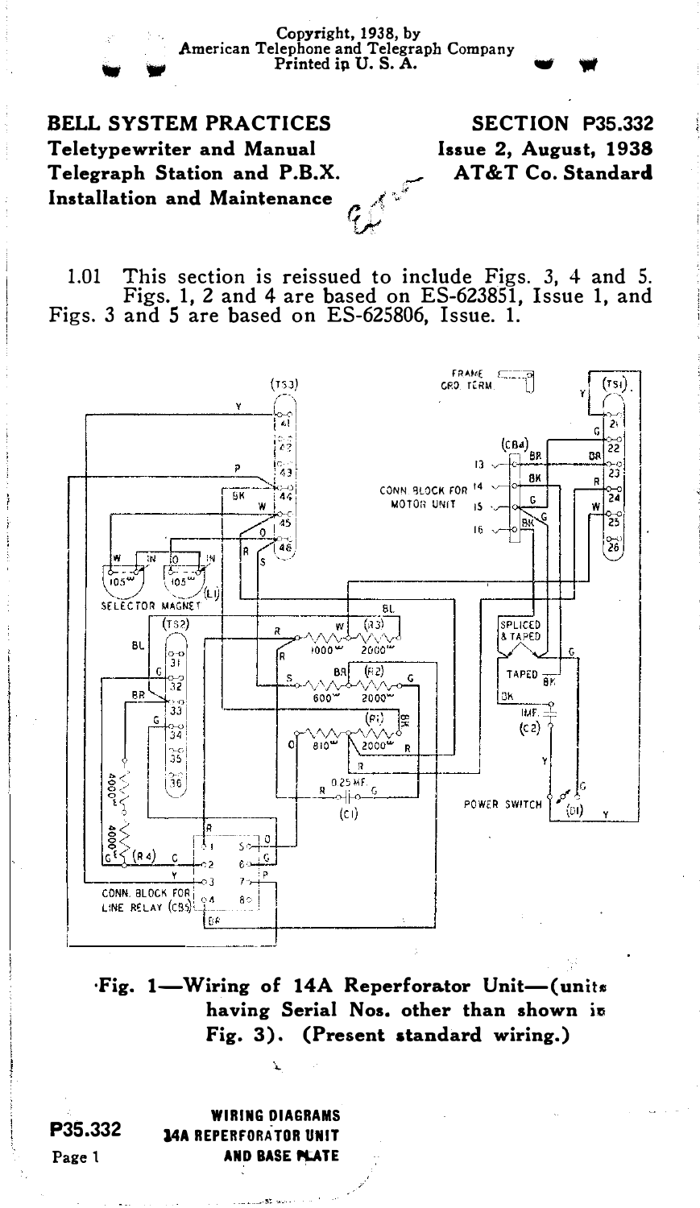Copyright, 1938, by
American Telephone and Telegraph Company
Printed in U. S. A.

**BELL SYSTEM PRACTICES**
**Teletypewriter and Manual Telegraph Station and P.B.X. Installation and Maintenance**

**SECTION P35.332**
**Issue 2, August, 1938**
**AT&T Co. Standard**

1.01 This section is reissued to include Figs. 3, 4 and 5. Figs. 1, 2 and 4 are based on ES-623851, Issue 1, and Figs. 3 and 5 are based on ES-625806, Issue. 1.

**Fig. 1—Wiring of 14A Reperforator Unit—(units having Serial Nos. other than shown in Fig. 3). (Present standard wiring.)**

WIRING DIAGRAMS
14A REPERFORATOR UNIT
AND BASE PLATE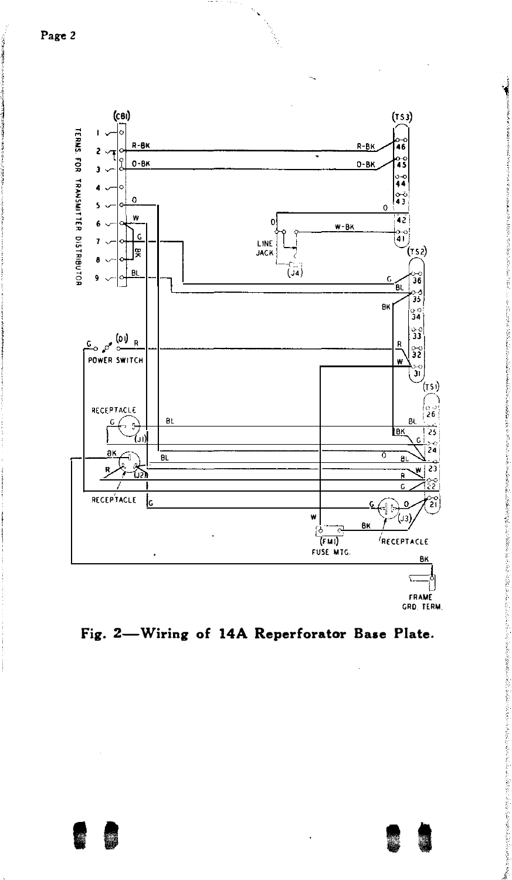Fig. 2—Wiring of 14A Reperforator Base Plate.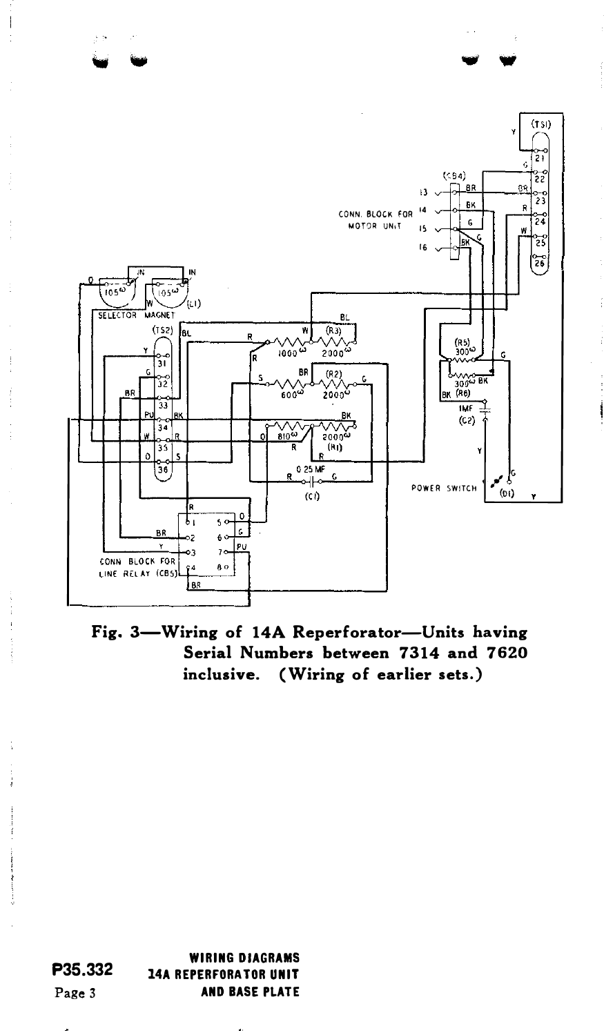**Fig. 3—Wiring of 14A Reperforator—Units having Serial Numbers between 7314 and 7620 inclusive. (Wiring of earlier sets.)**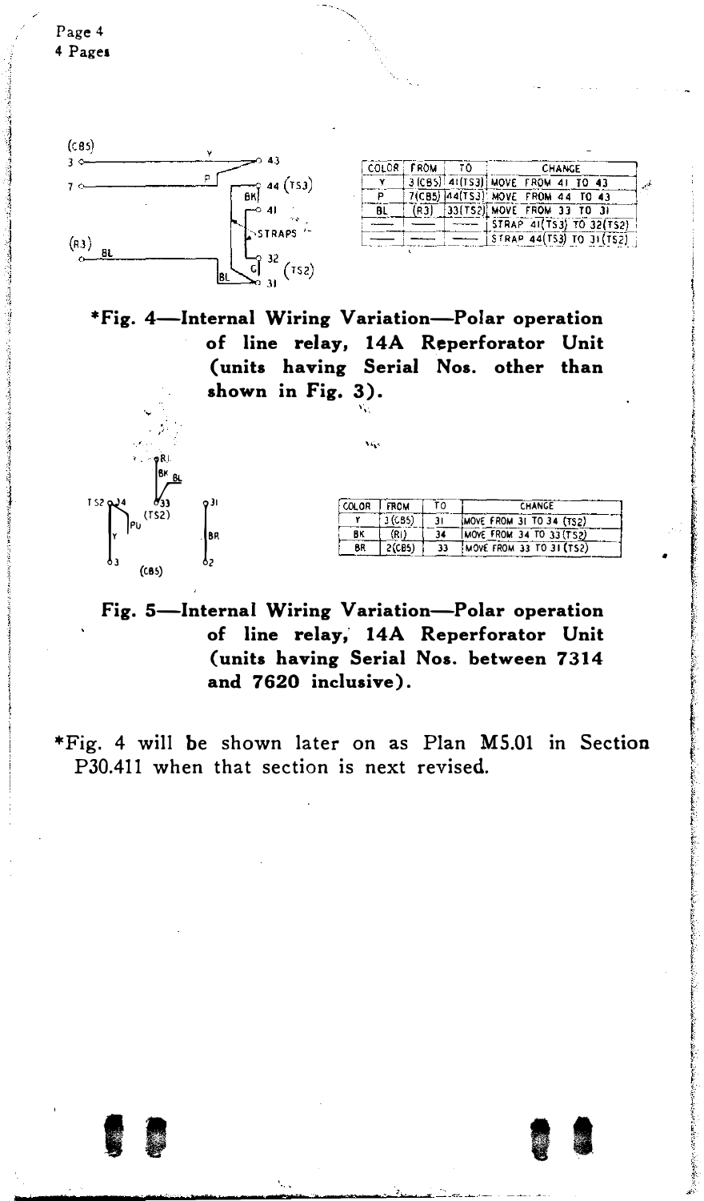(CB5)
3
7
Y
P
43
44 (TS3)
BK
41
STRAPS
(R3)
BL
32
(TS2)
G
BL
31

| COLOR | FROM | TO | CHANGE |
|---|---|---|---|
| Y | 3 (CB5) | 41 (TS3) | MOVE FROM 41 TO 43 |
| P | 7 (CB5) | 44 (TS3) | MOVE FROM 44 TO 43 |
| BL | (R3) | 33 (TS2) | MOVE FROM 33 TO 31 |
| —— | —— | —— | STRAP 41 (TS3) TO 32 (TS2) |
| —— | —— | —— | STRAP 44 (TS3) TO 31 (TS2) |

**\*Fig. 4—Internal Wiring Variation—Polar operation of line relay, 14A Reperforator Unit (units having Serial Nos. other than shown in Fig. 3).**

R1
BK
BL
TS2 34
33
(TS2)
31
PU
Y
BR
3
2
(CB5)

| COLOR | FROM | TO | CHANGE |
|---|---|---|---|
| Y | 3 (CB5) | 31 | MOVE FROM 31 TO 34 (TS2) |
| BK | (R1) | 34 | MOVE FROM 34 TO 33 (TS2) |
| BR | 2 (CB5) | 33 | MOVE FROM 33 TO 31 (TS2) |

**Fig. 5—Internal Wiring Variation—Polar operation of line relay, 14A Reperforator Unit (units having Serial Nos. between 7314 and 7620 inclusive).**

\*Fig. 4 will be shown later on as Plan M5.01 in Section P30.411 when that section is next revised.